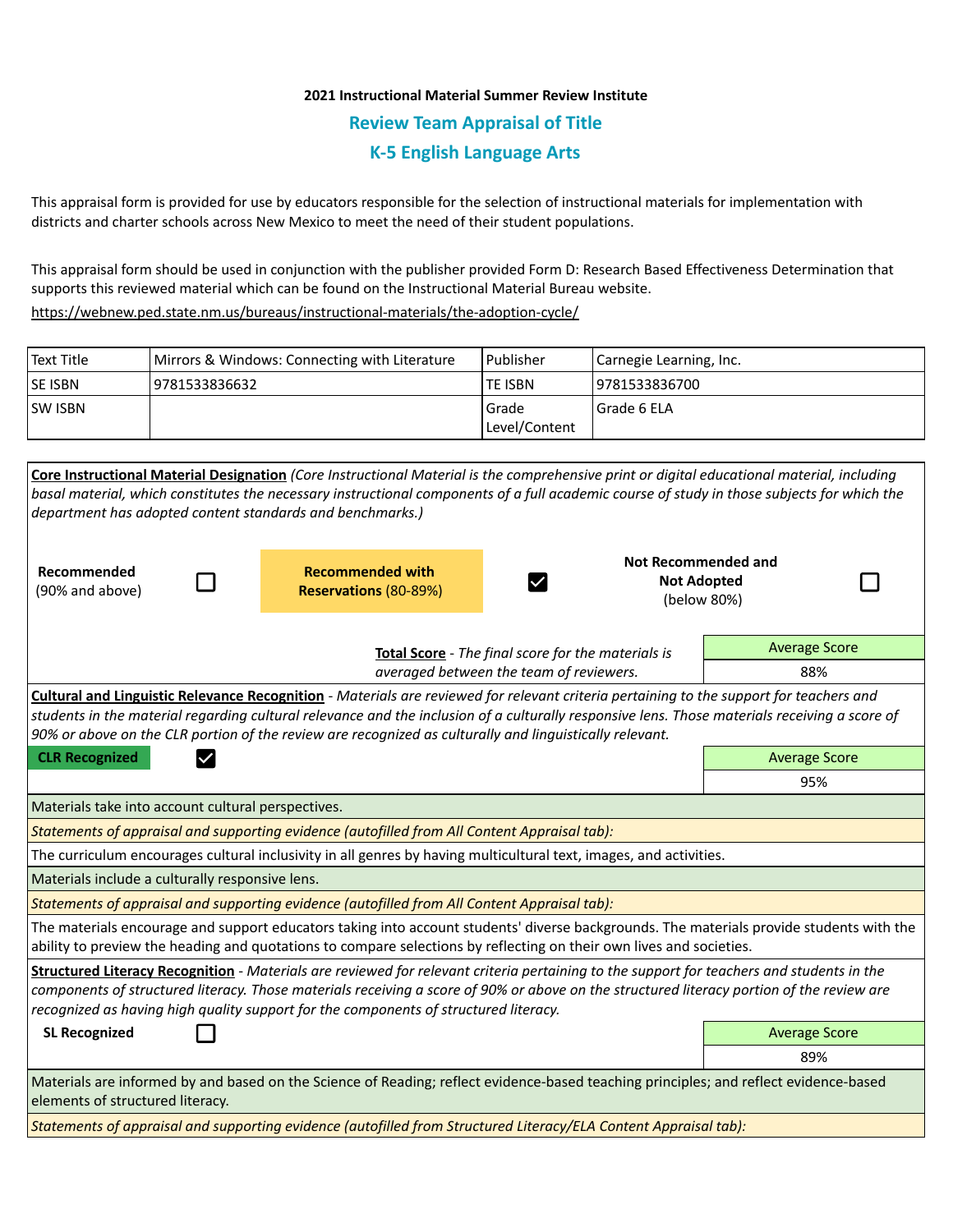**2021 Instructional Material Summer Review Institute**

## Review Team Appraisal of Title

## K-5 English Language Arts

This appraisal form is provided for use by educators responsible for the selection of instructional materials for implementation with districts and charter schools across New Mexico to meet the need of their student populations.

This appraisal form should be used in conjunction with the publisher provided Form D: Research Based Effectiveness Determination that supports this reviewed material which can be found on the Instructional Material Bureau website.

https://webnew.ped.state.nm.us/bureaus/instructional-materials/the-adoption-cycle/

| Text Title | Mirrors & Windows: Connecting with Literature | Publisher | Carnegie Learning, Inc. |
|---|---|---|---|
| SE ISBN | 9781533836632 | TE ISBN | 9781533836700 |
| SW ISBN | | Grade Level/Content | Grade 6 ELA |

**Core Instructional Material Designation** *(Core Instructional Material is the comprehensive print or digital educational material, including basal material, which constitutes the necessary instructional components of a full academic course of study in those subjects for which the department has adopted content standards and benchmarks.)*

| Recommended (90% and above) | ☐ | Recommended with Reservations (80-89%) | ☑ | Not Recommended and Not Adopted (below 80%) | ☐ |
|---|---|---|---|---|---|

**Total Score** - *The final score for the materials is averaged between the team of reviewers.*

| Average Score |
|---|
| 88% |

**Cultural and Linguistic Relevance Recognition** - *Materials are reviewed for relevant criteria pertaining to the support for teachers and students in the material regarding cultural relevance and the inclusion of a culturally responsive lens. Those materials receiving a score of 90% or above on the CLR portion of the review are recognized as culturally and linguistically relevant.*

**CLR Recognized** ☑

| Average Score |
|---|
| 95% |

Materials take into account cultural perspectives.

*Statements of appraisal and supporting evidence (autofilled from All Content Appraisal tab):*

The curriculum encourages cultural inclusivity in all genres by having multicultural text, images, and activities.

Materials include a culturally responsive lens.

*Statements of appraisal and supporting evidence (autofilled from All Content Appraisal tab):*

The materials encourage and support educators taking into account students' diverse backgrounds. The materials provide students with the ability to preview the heading and quotations to compare selections by reflecting on their own lives and societies.

**Structured Literacy Recognition** - *Materials are reviewed for relevant criteria pertaining to the support for teachers and students in the components of structured literacy. Those materials receiving a score of 90% or above on the structured literacy portion of the review are recognized as having high quality support for the components of structured literacy.*

**SL Recognized** ☐

| Average Score |
|---|
| 89% |

Materials are informed by and based on the Science of Reading; reflect evidence-based teaching principles; and reflect evidence-based elements of structured literacy.

*Statements of appraisal and supporting evidence (autofilled from Structured Literacy/ELA Content Appraisal tab):*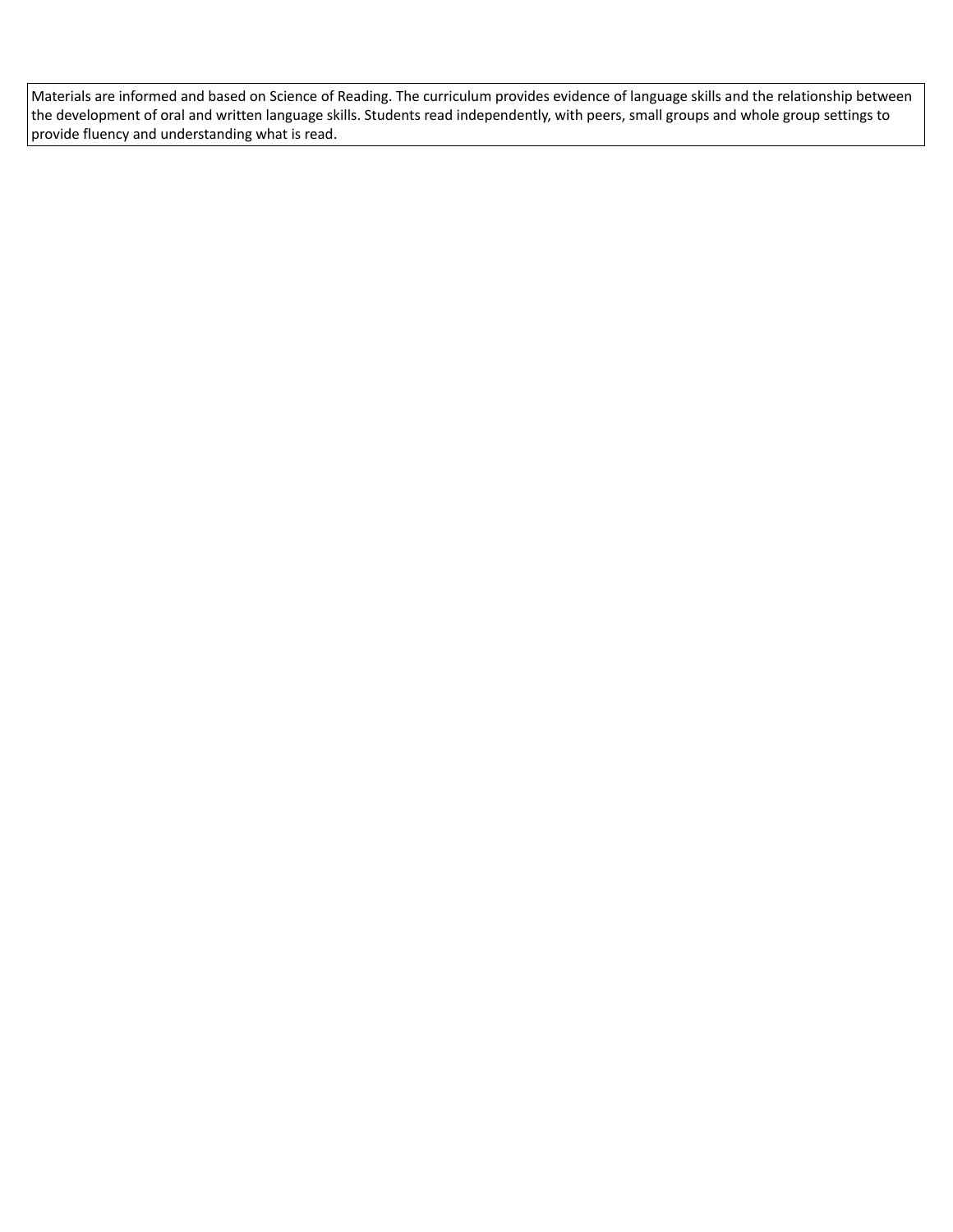Materials are informed and based on Science of Reading. The curriculum provides evidence of language skills and the relationship between the development of oral and written language skills. Students read independently, with peers, small groups and whole group settings to provide fluency and understanding what is read.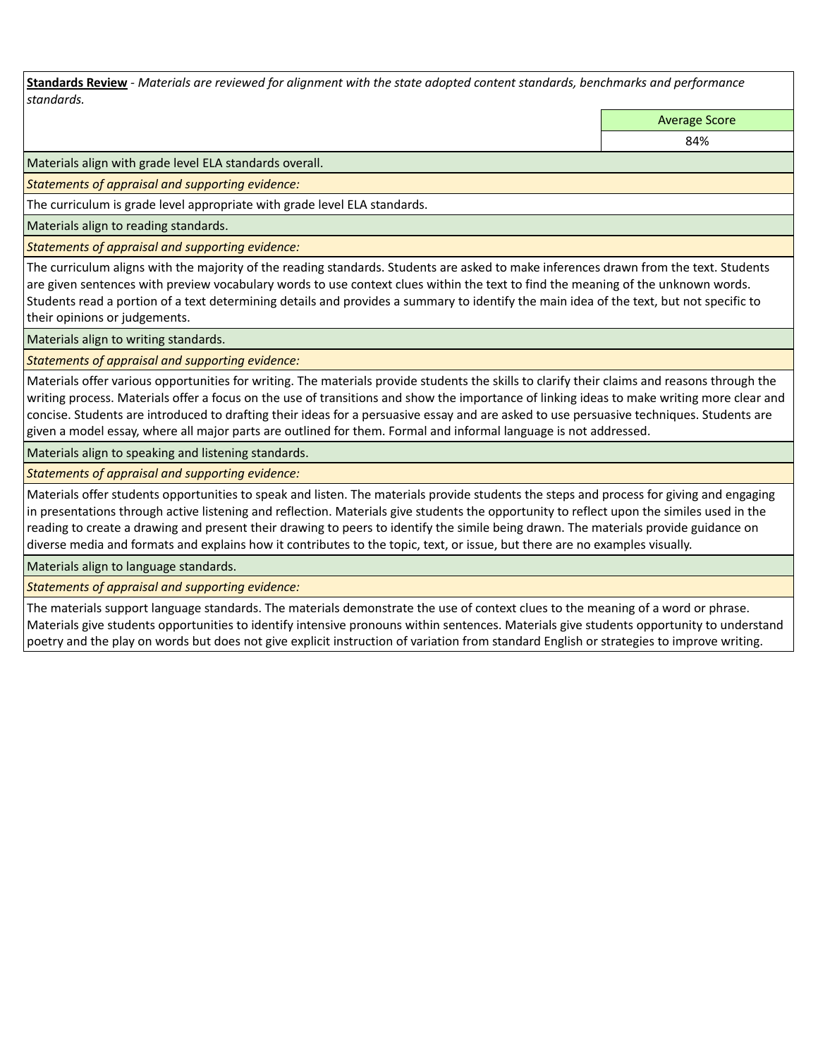**Standards Review** - *Materials are reviewed for alignment with the state adopted content standards, benchmarks and performance standards.*

| | Average Score |
|---|---|
| | 84% |

Materials align with grade level ELA standards overall.

*Statements of appraisal and supporting evidence:*

The curriculum is grade level appropriate with grade level ELA standards.

Materials align to reading standards.

*Statements of appraisal and supporting evidence:*

The curriculum aligns with the majority of the reading standards. Students are asked to make inferences drawn from the text. Students are given sentences with preview vocabulary words to use context clues within the text to find the meaning of the unknown words. Students read a portion of a text determining details and provides a summary to identify the main idea of the text, but not specific to their opinions or judgements.

Materials align to writing standards.

*Statements of appraisal and supporting evidence:*

Materials offer various opportunities for writing. The materials provide students the skills to clarify their claims and reasons through the writing process. Materials offer a focus on the use of transitions and show the importance of linking ideas to make writing more clear and concise. Students are introduced to drafting their ideas for a persuasive essay and are asked to use persuasive techniques. Students are given a model essay, where all major parts are outlined for them. Formal and informal language is not addressed.

Materials align to speaking and listening standards.

*Statements of appraisal and supporting evidence:*

Materials offer students opportunities to speak and listen. The materials provide students the steps and process for giving and engaging in presentations through active listening and reflection. Materials give students the opportunity to reflect upon the similes used in the reading to create a drawing and present their drawing to peers to identify the simile being drawn. The materials provide guidance on diverse media and formats and explains how it contributes to the topic, text, or issue, but there are no examples visually.

Materials align to language standards.

*Statements of appraisal and supporting evidence:*

The materials support language standards. The materials demonstrate the use of context clues to the meaning of a word or phrase. Materials give students opportunities to identify intensive pronouns within sentences. Materials give students opportunity to understand poetry and the play on words but does not give explicit instruction of variation from standard English or strategies to improve writing.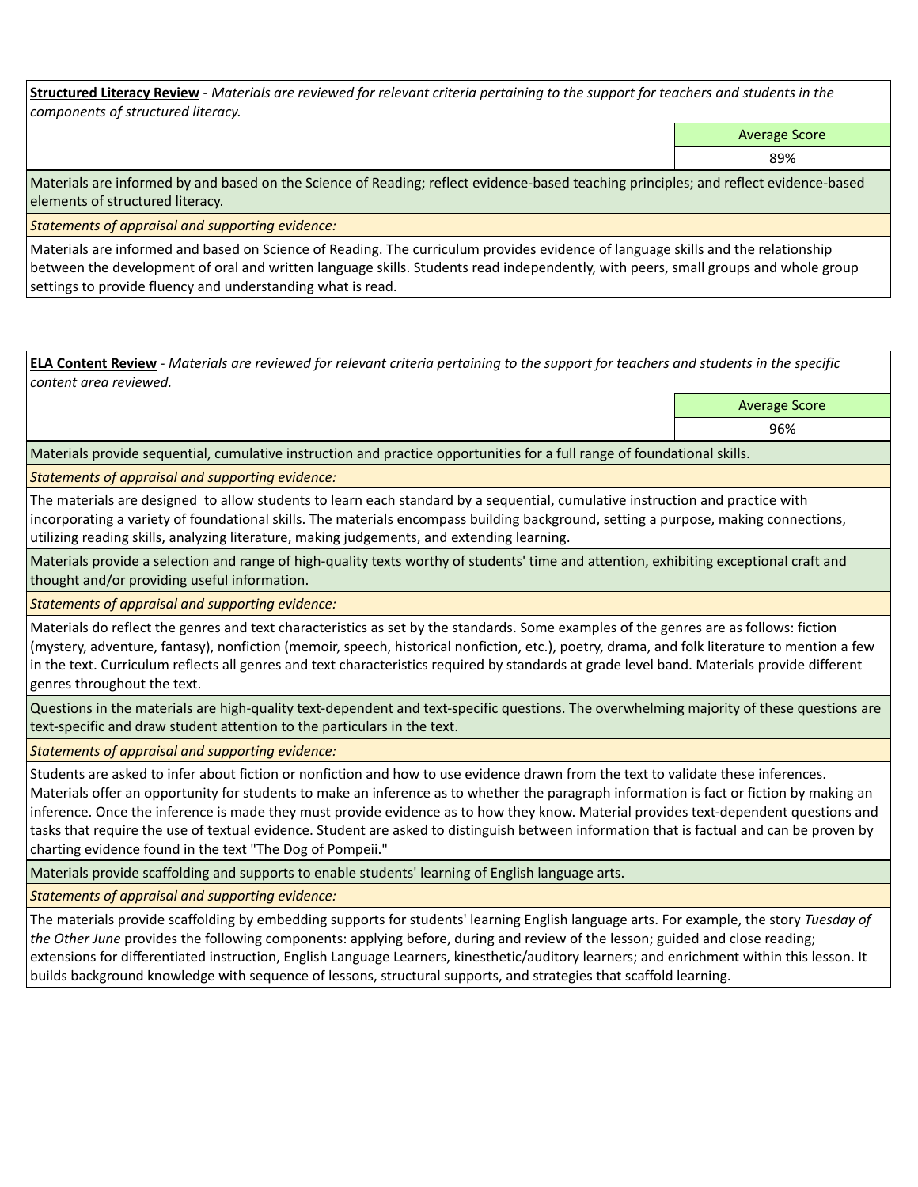**Structured Literacy Review** - *Materials are reviewed for relevant criteria pertaining to the support for teachers and students in the components of structured literacy.*

| | Average Score |
|---|---|
| | 89% |

Materials are informed by and based on the Science of Reading; reflect evidence-based teaching principles; and reflect evidence-based elements of structured literacy.

*Statements of appraisal and supporting evidence:*

Materials are informed and based on Science of Reading. The curriculum provides evidence of language skills and the relationship between the development of oral and written language skills. Students read independently, with peers, small groups and whole group settings to provide fluency and understanding what is read.

**ELA Content Review** - *Materials are reviewed for relevant criteria pertaining to the support for teachers and students in the specific content area reviewed.*

| | Average Score |
|---|---|
| | 96% |

Materials provide sequential, cumulative instruction and practice opportunities for a full range of foundational skills.

*Statements of appraisal and supporting evidence:*

The materials are designed to allow students to learn each standard by a sequential, cumulative instruction and practice with incorporating a variety of foundational skills. The materials encompass building background, setting a purpose, making connections, utilizing reading skills, analyzing literature, making judgements, and extending learning.

Materials provide a selection and range of high-quality texts worthy of students' time and attention, exhibiting exceptional craft and thought and/or providing useful information.

*Statements of appraisal and supporting evidence:*

Materials do reflect the genres and text characteristics as set by the standards. Some examples of the genres are as follows: fiction (mystery, adventure, fantasy), nonfiction (memoir, speech, historical nonfiction, etc.), poetry, drama, and folk literature to mention a few in the text. Curriculum reflects all genres and text characteristics required by standards at grade level band. Materials provide different genres throughout the text.

Questions in the materials are high-quality text-dependent and text-specific questions. The overwhelming majority of these questions are text-specific and draw student attention to the particulars in the text.

*Statements of appraisal and supporting evidence:*

Students are asked to infer about fiction or nonfiction and how to use evidence drawn from the text to validate these inferences. Materials offer an opportunity for students to make an inference as to whether the paragraph information is fact or fiction by making an inference. Once the inference is made they must provide evidence as to how they know. Material provides text-dependent questions and tasks that require the use of textual evidence. Student are asked to distinguish between information that is factual and can be proven by charting evidence found in the text "The Dog of Pompeii."

Materials provide scaffolding and supports to enable students' learning of English language arts.

*Statements of appraisal and supporting evidence:*

The materials provide scaffolding by embedding supports for students' learning English language arts. For example, the story *Tuesday of the Other June* provides the following components: applying before, during and review of the lesson; guided and close reading; extensions for differentiated instruction, English Language Learners, kinesthetic/auditory learners; and enrichment within this lesson. It builds background knowledge with sequence of lessons, structural supports, and strategies that scaffold learning.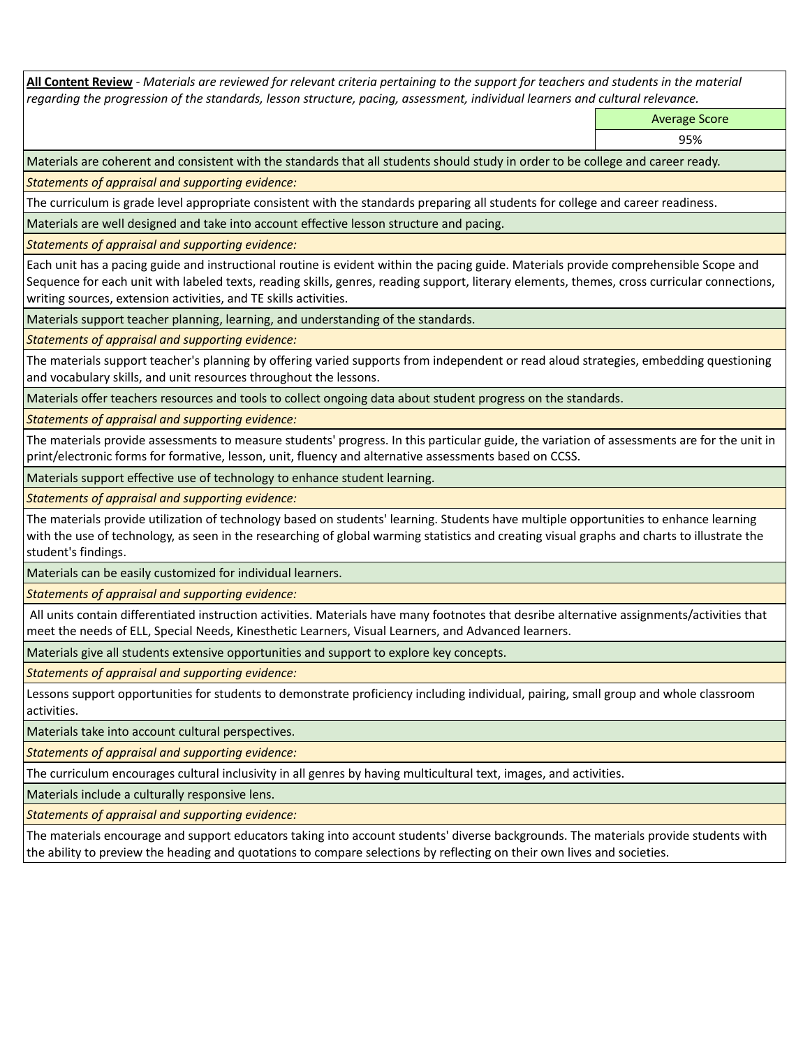**All Content Review** - *Materials are reviewed for relevant criteria pertaining to the support for teachers and students in the material regarding the progression of the standards, lesson structure, pacing, assessment, individual learners and cultural relevance.*

| Average Score |
| --- |
| 95% |

Materials are coherent and consistent with the standards that all students should study in order to be college and career ready.

*Statements of appraisal and supporting evidence:*

The curriculum is grade level appropriate consistent with the standards preparing all students for college and career readiness.

Materials are well designed and take into account effective lesson structure and pacing.

*Statements of appraisal and supporting evidence:*

Each unit has a pacing guide and instructional routine is evident within the pacing guide. Materials provide comprehensible Scope and Sequence for each unit with labeled texts, reading skills, genres, reading support, literary elements, themes, cross curricular connections, writing sources, extension activities, and TE skills activities.

Materials support teacher planning, learning, and understanding of the standards.

*Statements of appraisal and supporting evidence:*

The materials support teacher's planning by offering varied supports from independent or read aloud strategies, embedding questioning and vocabulary skills, and unit resources throughout the lessons.

Materials offer teachers resources and tools to collect ongoing data about student progress on the standards.

*Statements of appraisal and supporting evidence:*

The materials provide assessments to measure students' progress. In this particular guide, the variation of assessments are for the unit in print/electronic forms for formative, lesson, unit, fluency and alternative assessments based on CCSS.

Materials support effective use of technology to enhance student learning.

*Statements of appraisal and supporting evidence:*

The materials provide utilization of technology based on students' learning. Students have multiple opportunities to enhance learning with the use of technology, as seen in the researching of global warming statistics and creating visual graphs and charts to illustrate the student's findings.

Materials can be easily customized for individual learners.

*Statements of appraisal and supporting evidence:*

All units contain differentiated instruction activities. Materials have many footnotes that desribe alternative assignments/activities that meet the needs of ELL, Special Needs, Kinesthetic Learners, Visual Learners, and Advanced learners.

Materials give all students extensive opportunities and support to explore key concepts.

*Statements of appraisal and supporting evidence:*

Lessons support opportunities for students to demonstrate proficiency including individual, pairing, small group and whole classroom activities.

Materials take into account cultural perspectives.

*Statements of appraisal and supporting evidence:*

The curriculum encourages cultural inclusivity in all genres by having multicultural text, images, and activities.

Materials include a culturally responsive lens.

*Statements of appraisal and supporting evidence:*

The materials encourage and support educators taking into account students' diverse backgrounds. The materials provide students with the ability to preview the heading and quotations to compare selections by reflecting on their own lives and societies.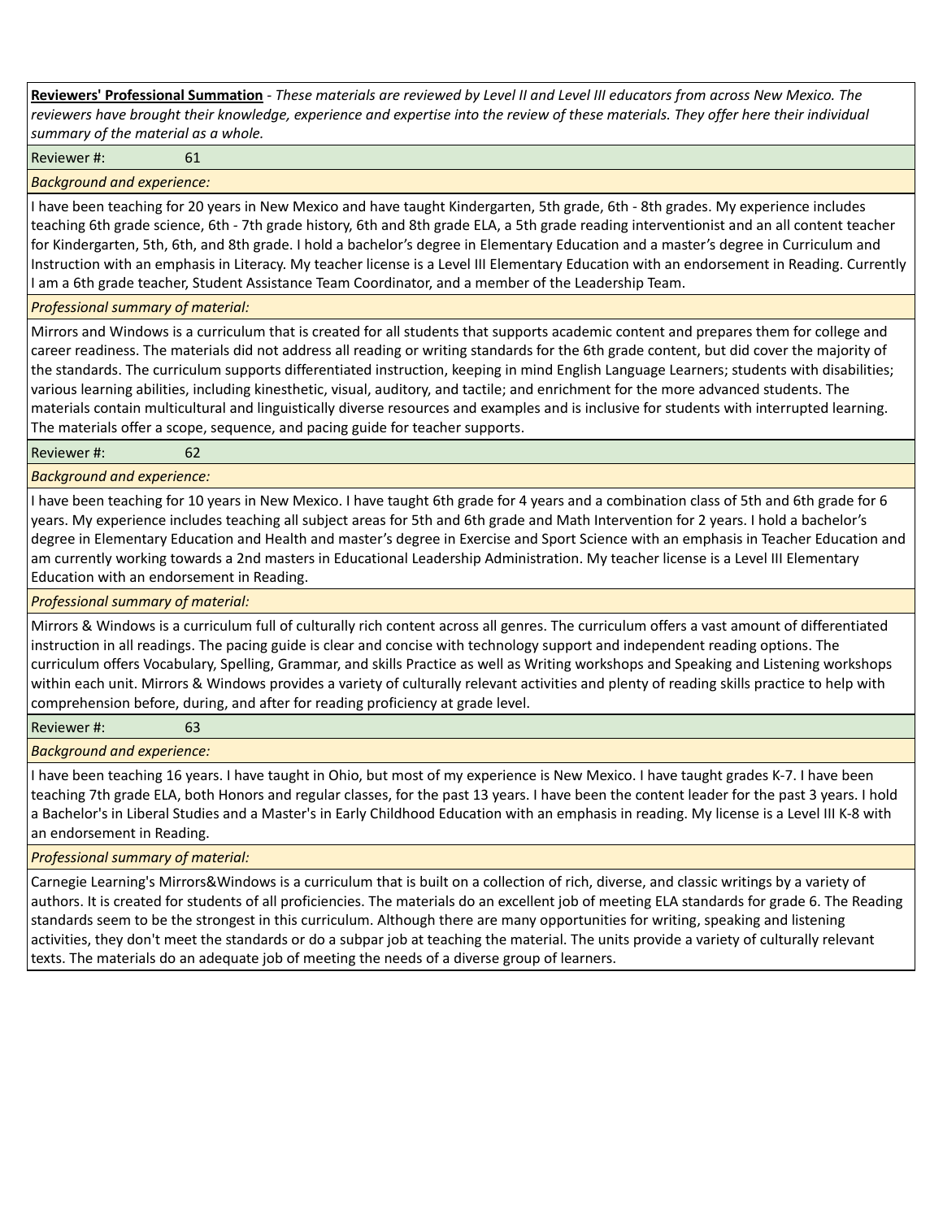**<u>Reviewers' Professional Summation</u>** - *These materials are reviewed by Level II and Level III educators from across New Mexico. The reviewers have brought their knowledge, experience and expertise into the review of these materials. They offer here their individual summary of the material as a whole.*

Reviewer #: 61

*Background and experience:*

I have been teaching for 20 years in New Mexico and have taught Kindergarten, 5th grade, 6th - 8th grades. My experience includes teaching 6th grade science, 6th - 7th grade history, 6th and 8th grade ELA, a 5th grade reading interventionist and an all content teacher for Kindergarten, 5th, 6th, and 8th grade. I hold a bachelor's degree in Elementary Education and a master's degree in Curriculum and Instruction with an emphasis in Literacy. My teacher license is a Level III Elementary Education with an endorsement in Reading. Currently I am a 6th grade teacher, Student Assistance Team Coordinator, and a member of the Leadership Team.

*Professional summary of material:*

Mirrors and Windows is a curriculum that is created for all students that supports academic content and prepares them for college and career readiness. The materials did not address all reading or writing standards for the 6th grade content, but did cover the majority of the standards. The curriculum supports differentiated instruction, keeping in mind English Language Learners; students with disabilities; various learning abilities, including kinesthetic, visual, auditory, and tactile; and enrichment for the more advanced students. The materials contain multicultural and linguistically diverse resources and examples and is inclusive for students with interrupted learning. The materials offer a scope, sequence, and pacing guide for teacher supports.

Reviewer #: 62

*Background and experience:*

I have been teaching for 10 years in New Mexico. I have taught 6th grade for 4 years and a combination class of 5th and 6th grade for 6 years. My experience includes teaching all subject areas for 5th and 6th grade and Math Intervention for 2 years. I hold a bachelor's degree in Elementary Education and Health and master's degree in Exercise and Sport Science with an emphasis in Teacher Education and am currently working towards a 2nd masters in Educational Leadership Administration. My teacher license is a Level III Elementary Education with an endorsement in Reading.

*Professional summary of material:*

Mirrors & Windows is a curriculum full of culturally rich content across all genres. The curriculum offers a vast amount of differentiated instruction in all readings. The pacing guide is clear and concise with technology support and independent reading options. The curriculum offers Vocabulary, Spelling, Grammar, and skills Practice as well as Writing workshops and Speaking and Listening workshops within each unit. Mirrors & Windows provides a variety of culturally relevant activities and plenty of reading skills practice to help with comprehension before, during, and after for reading proficiency at grade level.

Reviewer #: 63

*Background and experience:*

I have been teaching 16 years. I have taught in Ohio, but most of my experience is New Mexico. I have taught grades K-7. I have been teaching 7th grade ELA, both Honors and regular classes, for the past 13 years. I have been the content leader for the past 3 years. I hold a Bachelor's in Liberal Studies and a Master's in Early Childhood Education with an emphasis in reading. My license is a Level III K-8 with an endorsement in Reading.

*Professional summary of material:*

Carnegie Learning's Mirrors&Windows is a curriculum that is built on a collection of rich, diverse, and classic writings by a variety of authors. It is created for students of all proficiencies. The materials do an excellent job of meeting ELA standards for grade 6. The Reading standards seem to be the strongest in this curriculum. Although there are many opportunities for writing, speaking and listening activities, they don't meet the standards or do a subpar job at teaching the material. The units provide a variety of culturally relevant texts. The materials do an adequate job of meeting the needs of a diverse group of learners.